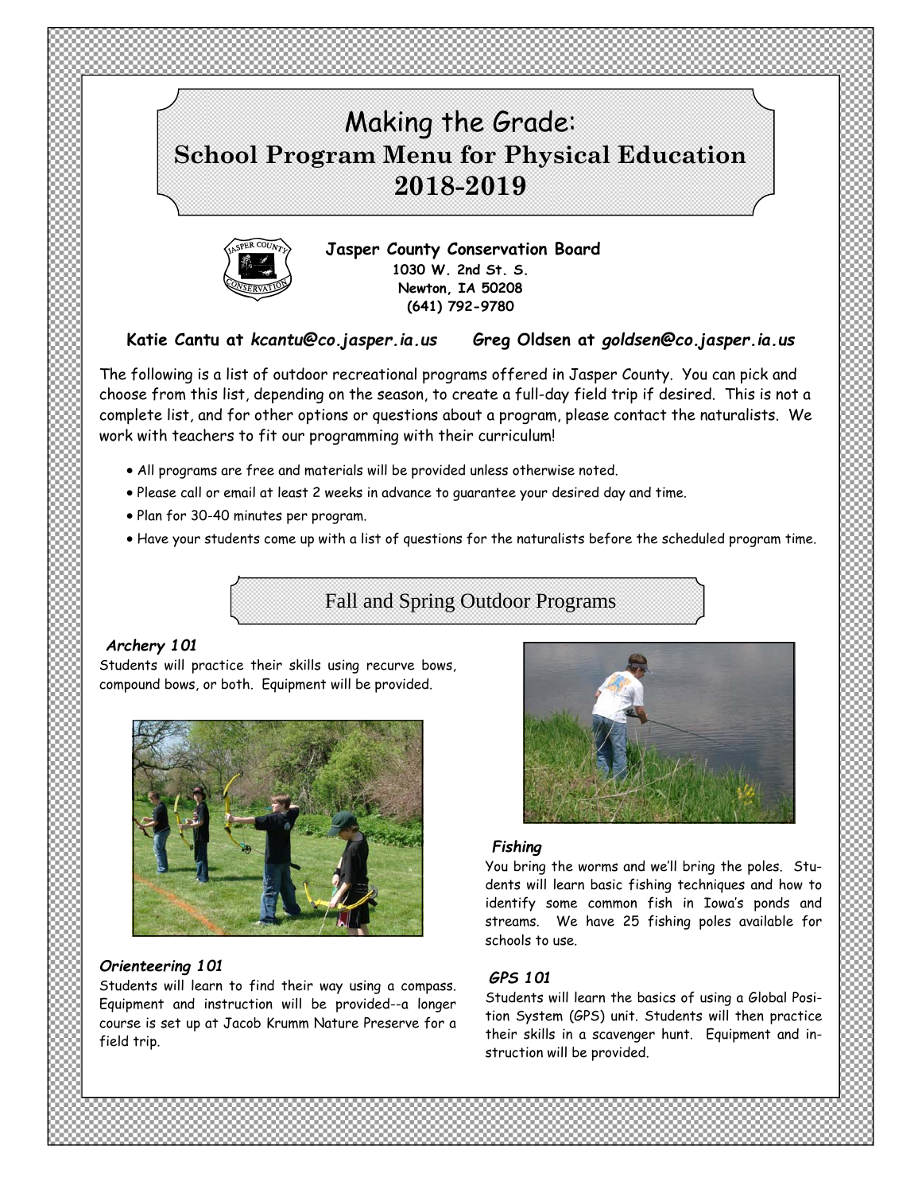# Making the Grade:
# School Program Menu for Physical Education 2018-2019

**Jasper County Conservation Board**
**1030 W. 2nd St. S.**
**Newton, IA 50208**
**(641) 792-9780**

**Katie Cantu at *kcantu@co.jasper.ia.us*** **Greg Oldsen at *goldsen@co.jasper.ia.us***

The following is a list of outdoor recreational programs offered in Jasper County. You can pick and choose from this list, depending on the season, to create a full-day field trip if desired. This is not a complete list, and for other options or questions about a program, please contact the naturalists. We work with teachers to fit our programming with their curriculum!

- All programs are free and materials will be provided unless otherwise noted.
- Please call or email at least 2 weeks in advance to guarantee your desired day and time.
- Plan for 30-40 minutes per program.
- Have your students come up with a list of questions for the naturalists before the scheduled program time.

## Fall and Spring Outdoor Programs

### *Archery 101*

Students will practice their skills using recurve bows, compound bows, or both. Equipment will be provided.

### *Orienteering 101*

Students will learn to find their way using a compass. Equipment and instruction will be provided--a longer course is set up at Jacob Krumm Nature Preserve for a field trip.

### *Fishing*

You bring the worms and we'll bring the poles. Students will learn basic fishing techniques and how to identify some common fish in Iowa's ponds and streams. We have 25 fishing poles available for schools to use.

### *GPS 101*

Students will learn the basics of using a Global Position System (GPS) unit. Students will then practice their skills in a scavenger hunt. Equipment and instruction will be provided.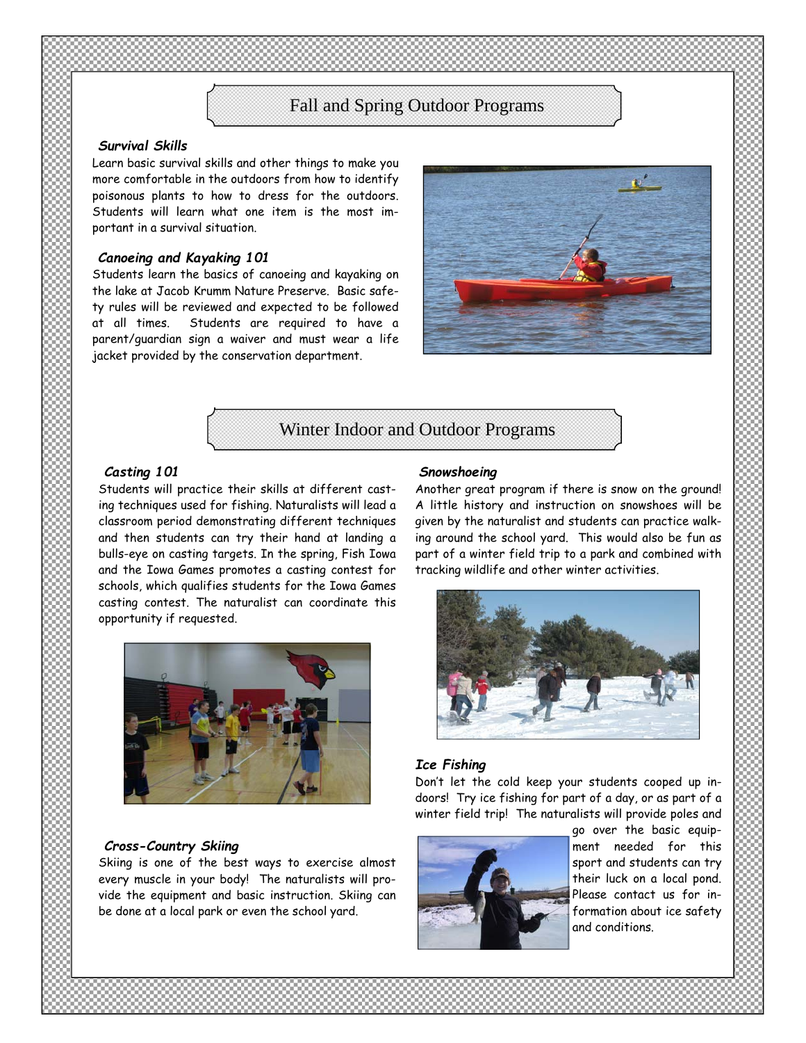## Fall and Spring Outdoor Programs

***Survival Skills***

Learn basic survival skills and other things to make you more comfortable in the outdoors from how to identify poisonous plants to how to dress for the outdoors. Students will learn what one item is the most important in a survival situation.

***Canoeing and Kayaking 101***

Students learn the basics of canoeing and kayaking on the lake at Jacob Krumm Nature Preserve. Basic safety rules will be reviewed and expected to be followed at all times. Students are required to have a parent/guardian sign a waiver and must wear a life jacket provided by the conservation department.

## Winter Indoor and Outdoor Programs

***Casting 101***

Students will practice their skills at different casting techniques used for fishing. Naturalists will lead a classroom period demonstrating different techniques and then students can try their hand at landing a bulls-eye on casting targets. In the spring, Fish Iowa and the Iowa Games promotes a casting contest for schools, which qualifies students for the Iowa Games casting contest. The naturalist can coordinate this opportunity if requested.

***Cross-Country Skiing***

Skiing is one of the best ways to exercise almost every muscle in your body! The naturalists will provide the equipment and basic instruction. Skiing can be done at a local park or even the school yard.

***Snowshoeing***

Another great program if there is snow on the ground! A little history and instruction on snowshoes will be given by the naturalist and students can practice walking around the school yard. This would also be fun as part of a winter field trip to a park and combined with tracking wildlife and other winter activities.

***Ice Fishing***

Don't let the cold keep your students cooped up indoors! Try ice fishing for part of a day, or as part of a winter field trip! The naturalists will provide poles and go over the basic equipment needed for this sport and students can try their luck on a local pond. Please contact us for information about ice safety and conditions.